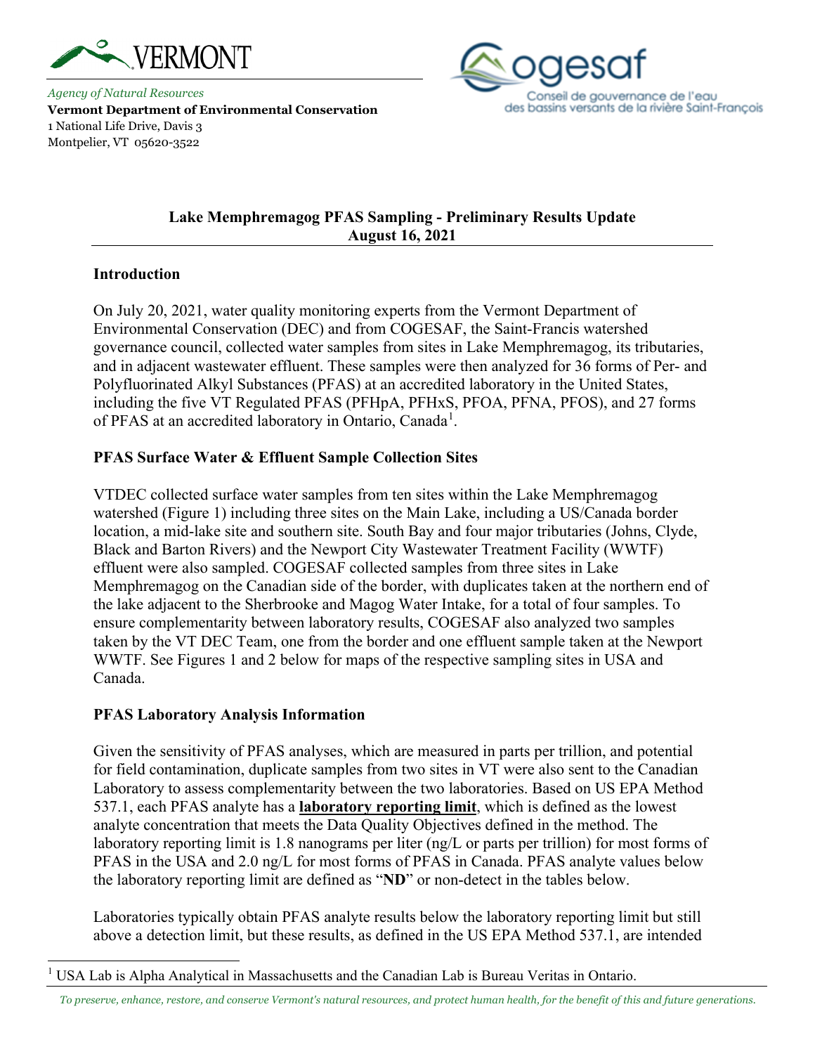VERMONT

*Agency of Natural Resources*
**Vermont Department of Environmental Conservation**
1 National Life Drive, Davis 3
Montpelier, VT 05620-3522

cogesaf
Conseil de gouvernance de l'eau des bassins versants de la rivière Saint-François

**Lake Memphremagog PFAS Sampling - Preliminary Results Update**
**August 16, 2021**

## Introduction

On July 20, 2021, water quality monitoring experts from the Vermont Department of Environmental Conservation (DEC) and from COGESAF, the Saint-Francis watershed governance council, collected water samples from sites in Lake Memphremagog, its tributaries, and in adjacent wastewater effluent. These samples were then analyzed for 36 forms of Per- and Polyfluorinated Alkyl Substances (PFAS) at an accredited laboratory in the United States, including the five VT Regulated PFAS (PFHpA, PFHxS, PFOA, PFNA, PFOS), and 27 forms of PFAS at an accredited laboratory in Ontario, Canada[1].

## PFAS Surface Water & Effluent Sample Collection Sites

VTDEC collected surface water samples from ten sites within the Lake Memphremagog watershed (Figure 1) including three sites on the Main Lake, including a US/Canada border location, a mid-lake site and southern site. South Bay and four major tributaries (Johns, Clyde, Black and Barton Rivers) and the Newport City Wastewater Treatment Facility (WWTF) effluent were also sampled. COGESAF collected samples from three sites in Lake Memphremagog on the Canadian side of the border, with duplicates taken at the northern end of the lake adjacent to the Sherbrooke and Magog Water Intake, for a total of four samples. To ensure complementarity between laboratory results, COGESAF also analyzed two samples taken by the VT DEC Team, one from the border and one effluent sample taken at the Newport WWTF. See Figures 1 and 2 below for maps of the respective sampling sites in USA and Canada.

## PFAS Laboratory Analysis Information

Given the sensitivity of PFAS analyses, which are measured in parts per trillion, and potential for field contamination, duplicate samples from two sites in VT were also sent to the Canadian Laboratory to assess complementarity between the two laboratories. Based on US EPA Method 537.1, each PFAS analyte has a **laboratory reporting limit**, which is defined as the lowest analyte concentration that meets the Data Quality Objectives defined in the method. The laboratory reporting limit is 1.8 nanograms per liter (ng/L or parts per trillion) for most forms of PFAS in the USA and 2.0 ng/L for most forms of PFAS in Canada. PFAS analyte values below the laboratory reporting limit are defined as "**ND**" or non-detect in the tables below.

Laboratories typically obtain PFAS analyte results below the laboratory reporting limit but still above a detection limit, but these results, as defined in the US EPA Method 537.1, are intended

[1] USA Lab is Alpha Analytical in Massachusetts and the Canadian Lab is Bureau Veritas in Ontario.

*To preserve, enhance, restore, and conserve Vermont's natural resources, and protect human health, for the benefit of this and future generations.*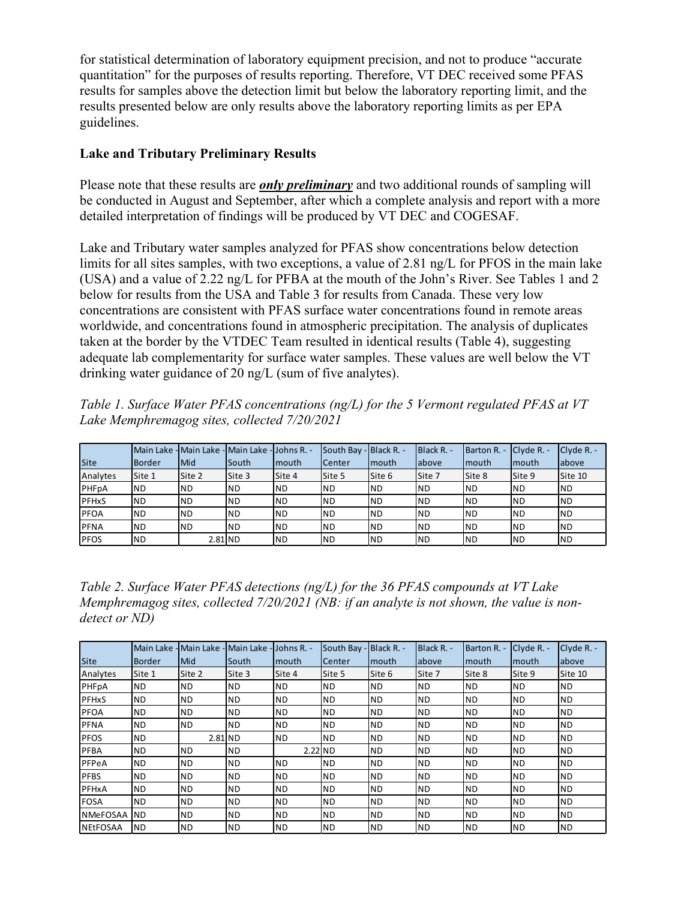for statistical determination of laboratory equipment precision, and not to produce "accurate quantitation" for the purposes of results reporting. Therefore, VT DEC received some PFAS results for samples above the detection limit but below the laboratory reporting limit, and the results presented below are only results above the laboratory reporting limits as per EPA guidelines.

**Lake and Tributary Preliminary Results**

Please note that these results are ***only preliminary*** and two additional rounds of sampling will be conducted in August and September, after which a complete analysis and report with a more detailed interpretation of findings will be produced by VT DEC and COGESAF.

Lake and Tributary water samples analyzed for PFAS show concentrations below detection limits for all sites samples, with two exceptions, a value of 2.81 ng/L for PFOS in the main lake (USA) and a value of 2.22 ng/L for PFBA at the mouth of the John's River. See Tables 1 and 2 below for results from the USA and Table 3 for results from Canada. These very low concentrations are consistent with PFAS surface water concentrations found in remote areas worldwide, and concentrations found in atmospheric precipitation. The analysis of duplicates taken at the border by the VTDEC Team resulted in identical results (Table 4), suggesting adequate lab complementarity for surface water samples. These values are well below the VT drinking water guidance of 20 ng/L (sum of five analytes).

*Table 1. Surface Water PFAS concentrations (ng/L) for the 5 Vermont regulated PFAS at VT Lake Memphremagog sites, collected 7/20/2021*

| Site | Main Lake - Border | Main Lake - Mid | Main Lake - South | Johns R. - mouth | South Bay - Center | Black R. - mouth | Black R. - above | Barton R. - mouth | Clyde R. - mouth | Clyde R. - above |
|---|---|---|---|---|---|---|---|---|---|---|
| Analytes | Site 1 | Site 2 | Site 3 | Site 4 | Site 5 | Site 6 | Site 7 | Site 8 | Site 9 | Site 10 |
| PHFpA | ND | ND | ND | ND | ND | ND | ND | ND | ND | ND |
| PFHxS | ND | ND | ND | ND | ND | ND | ND | ND | ND | ND |
| PFOA | ND | ND | ND | ND | ND | ND | ND | ND | ND | ND |
| PFNA | ND | ND | ND | ND | ND | ND | ND | ND | ND | ND |
| PFOS | ND | 2.81 | ND | ND | ND | ND | ND | ND | ND | ND |

*Table 2. Surface Water PFAS detections (ng/L) for the 36 PFAS compounds at VT Lake Memphremagog sites, collected 7/20/2021 (NB: if an analyte is not shown, the value is non-detect or ND)*

| Site | Main Lake - Border | Main Lake - Mid | Main Lake - South | Johns R. - mouth | South Bay - Center | Black R. - mouth | Black R. - above | Barton R. - mouth | Clyde R. - mouth | Clyde R. - above |
|---|---|---|---|---|---|---|---|---|---|---|
| Analytes | Site 1 | Site 2 | Site 3 | Site 4 | Site 5 | Site 6 | Site 7 | Site 8 | Site 9 | Site 10 |
| PHFpA | ND | ND | ND | ND | ND | ND | ND | ND | ND | ND |
| PFHxS | ND | ND | ND | ND | ND | ND | ND | ND | ND | ND |
| PFOA | ND | ND | ND | ND | ND | ND | ND | ND | ND | ND |
| PFNA | ND | ND | ND | ND | ND | ND | ND | ND | ND | ND |
| PFOS | ND | 2.81 | ND | ND | ND | ND | ND | ND | ND | ND |
| PFBA | ND | ND | ND | 2.22 | ND | ND | ND | ND | ND | ND |
| PFPeA | ND | ND | ND | ND | ND | ND | ND | ND | ND | ND |
| PFBS | ND | ND | ND | ND | ND | ND | ND | ND | ND | ND |
| PFHxA | ND | ND | ND | ND | ND | ND | ND | ND | ND | ND |
| FOSA | ND | ND | ND | ND | ND | ND | ND | ND | ND | ND |
| NMeFOSAA | ND | ND | ND | ND | ND | ND | ND | ND | ND | ND |
| NEtFOSAA | ND | ND | ND | ND | ND | ND | ND | ND | ND | ND |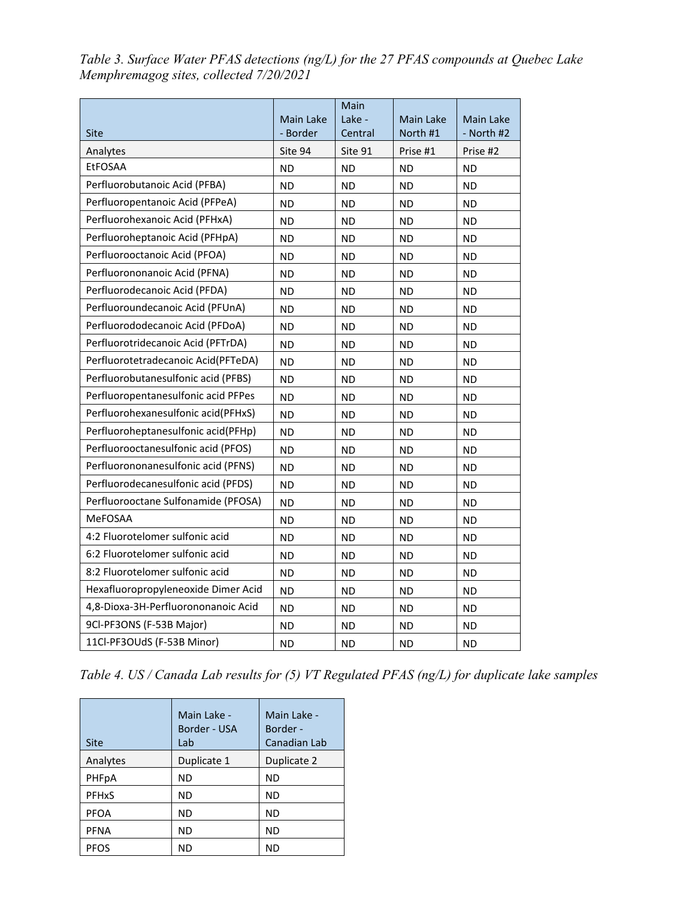*Table 3. Surface Water PFAS detections (ng/L) for the 27 PFAS compounds at Quebec Lake Memphremagog sites, collected 7/20/2021*

| Site | Main Lake - Border | Main Lake - Central | Main Lake North #1 | Main Lake - North #2 |
|---|---|---|---|---|
| Analytes | Site 94 | Site 91 | Prise #1 | Prise #2 |
| EtFOSAA | ND | ND | ND | ND |
| Perfluorobutanoic Acid (PFBA) | ND | ND | ND | ND |
| Perfluoropentanoic Acid (PFPeA) | ND | ND | ND | ND |
| Perfluorohexanoic Acid (PFHxA) | ND | ND | ND | ND |
| Perfluoroheptanoic Acid (PFHpA) | ND | ND | ND | ND |
| Perfluorooctanoic Acid (PFOA) | ND | ND | ND | ND |
| Perfluorononanoic Acid (PFNA) | ND | ND | ND | ND |
| Perfluorodecanoic Acid (PFDA) | ND | ND | ND | ND |
| Perfluoroundecanoic Acid (PFUnA) | ND | ND | ND | ND |
| Perfluorododecanoic Acid (PFDoA) | ND | ND | ND | ND |
| Perfluorotridecanoic Acid (PFTrDA) | ND | ND | ND | ND |
| Perfluorotetradecanoic Acid(PFTeDA) | ND | ND | ND | ND |
| Perfluorobutanesulfonic acid (PFBS) | ND | ND | ND | ND |
| Perfluoropentanesulfonic acid PFPes | ND | ND | ND | ND |
| Perfluorohexanesulfonic acid(PFHxS) | ND | ND | ND | ND |
| Perfluoroheptanesulfonic acid(PFHp) | ND | ND | ND | ND |
| Perfluorooctanesulfonic acid (PFOS) | ND | ND | ND | ND |
| Perfluorononanesulfonic acid (PFNS) | ND | ND | ND | ND |
| Perfluorodecanesulfonic acid (PFDS) | ND | ND | ND | ND |
| Perfluorooctane Sulfonamide (PFOSA) | ND | ND | ND | ND |
| MeFOSAA | ND | ND | ND | ND |
| 4:2 Fluorotelomer sulfonic acid | ND | ND | ND | ND |
| 6:2 Fluorotelomer sulfonic acid | ND | ND | ND | ND |
| 8:2 Fluorotelomer sulfonic acid | ND | ND | ND | ND |
| Hexafluoropropyleneoxide Dimer Acid | ND | ND | ND | ND |
| 4,8-Dioxa-3H-Perfluorononanoic Acid | ND | ND | ND | ND |
| 9Cl-PF3ONS (F-53B Major) | ND | ND | ND | ND |
| 11Cl-PF3OUdS (F-53B Minor) | ND | ND | ND | ND |

*Table 4. US / Canada Lab results for (5) VT Regulated PFAS (ng/L) for duplicate lake samples*

| Site | Main Lake - Border - USA Lab | Main Lake - Border - Canadian Lab |
|---|---|---|
| Analytes | Duplicate 1 | Duplicate 2 |
| PHFpA | ND | ND |
| PFHxS | ND | ND |
| PFOA | ND | ND |
| PFNA | ND | ND |
| PFOS | ND | ND |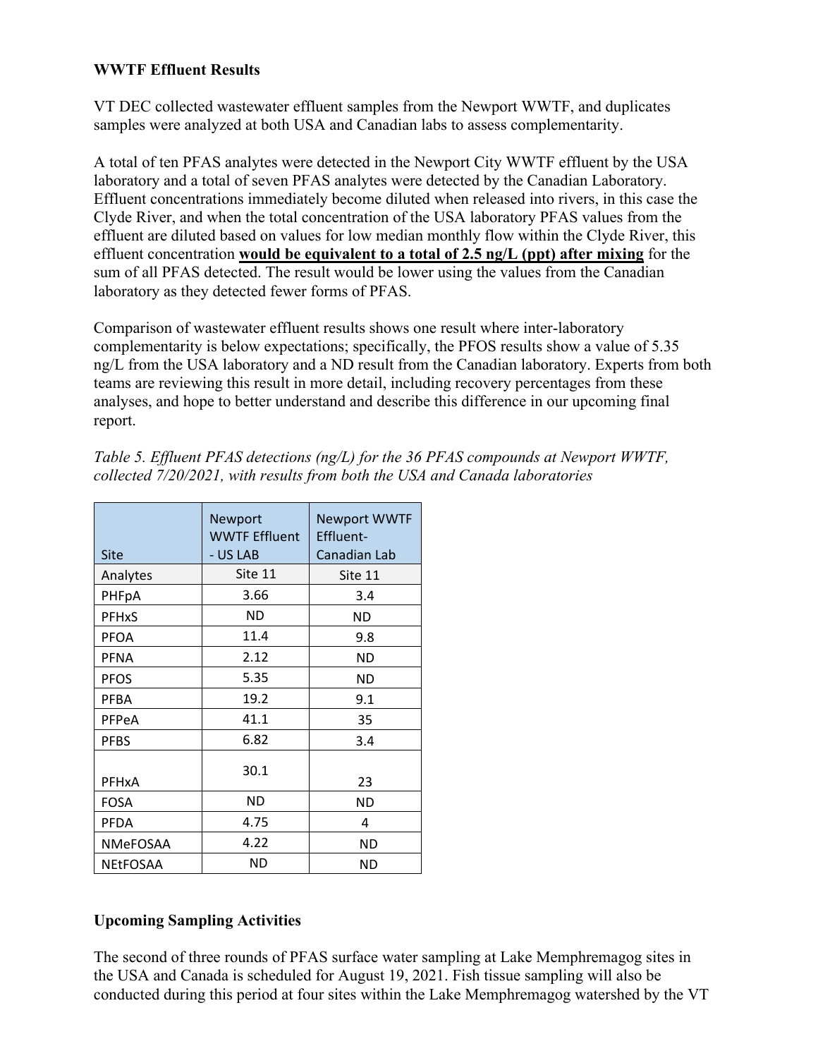**WWTF Effluent Results**

VT DEC collected wastewater effluent samples from the Newport WWTF, and duplicates samples were analyzed at both USA and Canadian labs to assess complementarity.

A total of ten PFAS analytes were detected in the Newport City WWTF effluent by the USA laboratory and a total of seven PFAS analytes were detected by the Canadian Laboratory. Effluent concentrations immediately become diluted when released into rivers, in this case the Clyde River, and when the total concentration of the USA laboratory PFAS values from the effluent are diluted based on values for low median monthly flow within the Clyde River, this effluent concentration **would be equivalent to a total of 2.5 ng/L (ppt) after mixing** for the sum of all PFAS detected. The result would be lower using the values from the Canadian laboratory as they detected fewer forms of PFAS.

Comparison of wastewater effluent results shows one result where inter-laboratory complementarity is below expectations; specifically, the PFOS results show a value of 5.35 ng/L from the USA laboratory and a ND result from the Canadian laboratory. Experts from both teams are reviewing this result in more detail, including recovery percentages from these analyses, and hope to better understand and describe this difference in our upcoming final report.

*Table 5. Effluent PFAS detections (ng/L) for the 36 PFAS compounds at Newport WWTF, collected 7/20/2021, with results from both the USA and Canada laboratories*

| Site | Newport WWTF Effluent - US LAB | Newport WWTF Effluent- Canadian Lab |
|---|---|---|
| Analytes | Site 11 | Site 11 |
| PHFpA | 3.66 | 3.4 |
| PFHxS | ND | ND |
| PFOA | 11.4 | 9.8 |
| PFNA | 2.12 | ND |
| PFOS | 5.35 | ND |
| PFBA | 19.2 | 9.1 |
| PFPeA | 41.1 | 35 |
| PFBS | 6.82 | 3.4 |
| PFHxA | 30.1 | 23 |
| FOSA | ND | ND |
| PFDA | 4.75 | 4 |
| NMeFOSAA | 4.22 | ND |
| NEtFOSAA | ND | ND |

**Upcoming Sampling Activities**

The second of three rounds of PFAS surface water sampling at Lake Memphremagog sites in the USA and Canada is scheduled for August 19, 2021. Fish tissue sampling will also be conducted during this period at four sites within the Lake Memphremagog watershed by the VT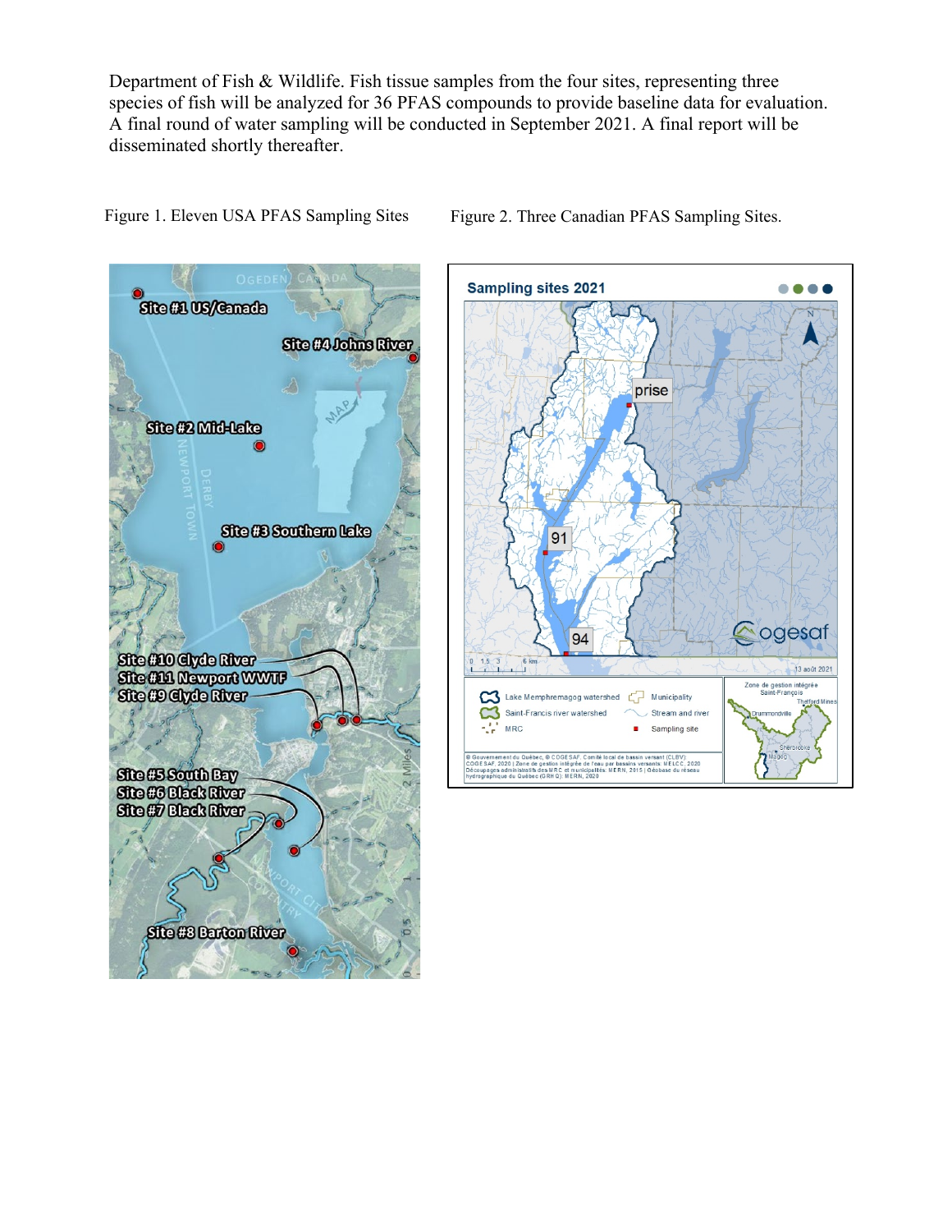Department of Fish & Wildlife. Fish tissue samples from the four sites, representing three species of fish will be analyzed for 36 PFAS compounds to provide baseline data for evaluation. A final round of water sampling will be conducted in September 2021. A final report will be disseminated shortly thereafter.

Figure 1. Eleven USA PFAS Sampling Sites

Site #1 US/Canada

Site #4 Johns River

Site #2 Mid-Lake

Site #3 Southern Lake

Site #10 Clyde River

Site #11 Newport WWTF

Site #9 Clyde River

Site #5 South Bay

Site #6 Black River

Site #7 Black River

Site #8 Barton River

Figure 2. Three Canadian PFAS Sampling Sites.

Sampling sites 2021

prise

91

94

cogesaf

13 août 2021

Lake Memphremagog watershed

Saint-Francis river watershed

MRC

Municipality

Stream and river

Sampling site

Zone de gestion intégrée Saint-François

© Gouvernement du Québec, © COGESAF, Comité local de bassin versant (CLBV) COGESAF, 2020 | Zone de gestion intégrée de l'eau par bassins versants: MELCC, 2020 Découpages administratifs des MRC et municipalités: MERN, 2015 | Géobase du réseau hydrographique du Québec (GRHQ): MERN, 2020